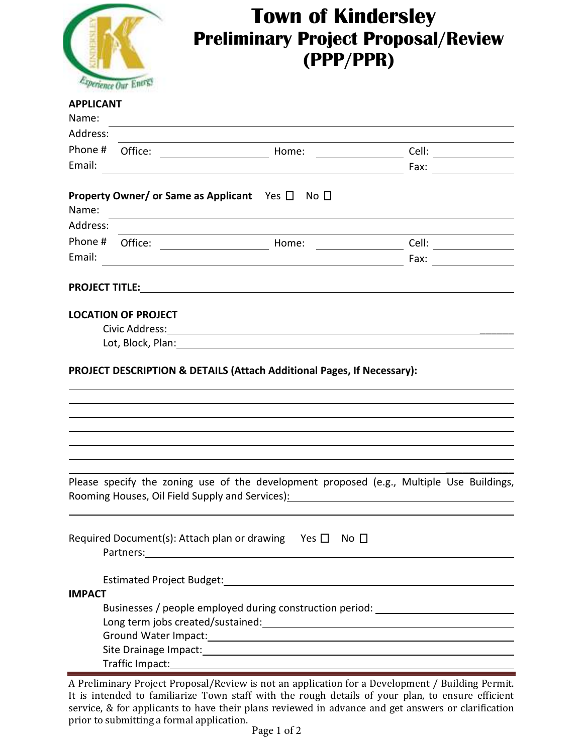# Town of Kindersley
## Preliminary Project Proposal/Review (PPP/PPR)

**APPLICANT**

Name: ______________________________

Address: ______________________________

Phone # Office: ____________ Home: ____________ Cell: ____________

Email: ______________________________ Fax: ____________

**Property Owner/ or Same as Applicant** Yes ☐ No ☐

Name: ______________________________

Address: ______________________________

Phone # Office: ____________ Home: ____________ Cell: ____________

Email: ______________________________ Fax: ____________

**PROJECT TITLE:** ______________________________

**LOCATION OF PROJECT**

Civic Address: ______________________________

Lot, Block, Plan: ______________________________

**PROJECT DESCRIPTION & DETAILS (Attach Additional Pages, If Necessary):**

______________________________

______________________________

______________________________

______________________________

______________________________

______________________________

Please specify the zoning use of the development proposed (e.g., Multiple Use Buildings, Rooming Houses, Oil Field Supply and Services): ______________________________

______________________________

Required Document(s): Attach plan or drawing Yes ☐ No ☐

Partners: ______________________________

Estimated Project Budget: ______________________________

**IMPACT**

Businesses / people employed during construction period: ______________________________

Long term jobs created/sustained: ______________________________

Ground Water Impact: ______________________________

Site Drainage Impact: ______________________________

Traffic Impact: ______________________________

A Preliminary Project Proposal/Review is not an application for a Development / Building Permit. It is intended to familiarize Town staff with the rough details of your plan, to ensure efficient service, & for applicants to have their plans reviewed in advance and get answers or clarification prior to submitting a formal application.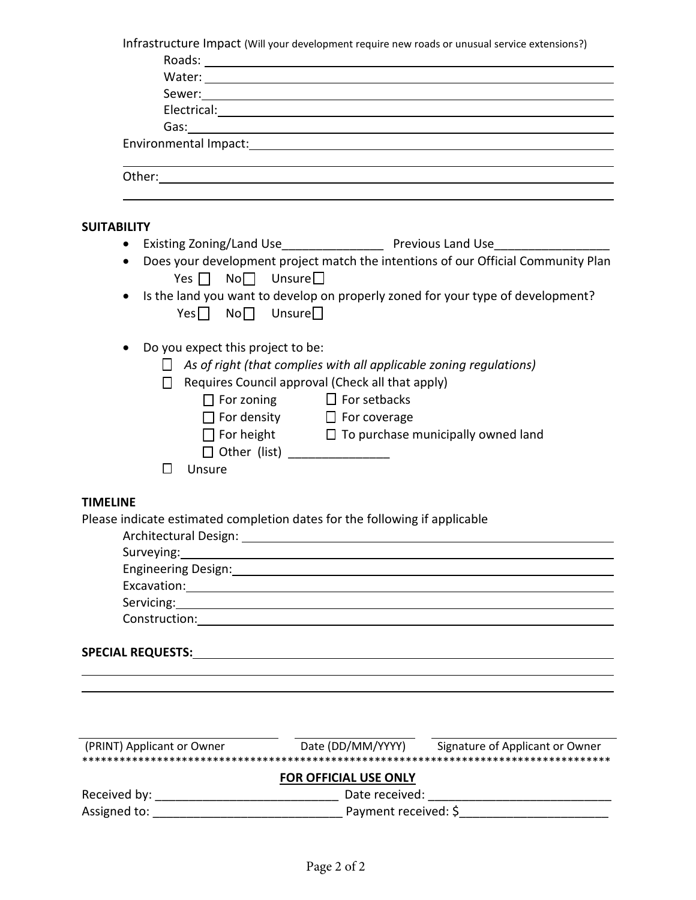Infrastructure Impact (Will your development require new roads or unusual service extensions?)

Roads: \_\_\_\_\_\_\_\_\_\_\_\_\_\_\_\_\_\_\_\_

Water: \_\_\_\_\_\_\_\_\_\_\_\_\_\_\_\_\_\_\_\_

Sewer: \_\_\_\_\_\_\_\_\_\_\_\_\_\_\_\_\_\_\_\_

Electrical: \_\_\_\_\_\_\_\_\_\_\_\_\_\_\_\_\_\_\_\_

Gas: \_\_\_\_\_\_\_\_\_\_\_\_\_\_\_\_\_\_\_\_

Environmental Impact: \_\_\_\_\_\_\_\_\_\_\_\_\_\_\_\_\_\_\_\_

Other: \_\_\_\_\_\_\_\_\_\_\_\_\_\_\_\_\_\_\_\_

**SUITABILITY**

- Existing Zoning/Land Use_______________ Previous Land Use_________________
- Does your development project match the intentions of our Official Community Plan
  Yes ☐ No ☐ Unsure ☐
- Is the land you want to develop on properly zoned for your type of development?
  Yes ☐ No ☐ Unsure ☐
- Do you expect this project to be:
  - ☐ *As of right (that complies with all applicable zoning regulations)*
  - ☐ Requires Council approval (Check all that apply)
    - ☐ For zoning ☐ For setbacks
    - ☐ For density ☐ For coverage
    - ☐ For height ☐ To purchase municipally owned land
    - ☐ Other (list) _______________
  - ☐ Unsure

**TIMELINE**

Please indicate estimated completion dates for the following if applicable

Architectural Design: \_\_\_\_\_\_\_\_\_\_\_\_\_\_\_\_\_\_\_\_

Surveying: \_\_\_\_\_\_\_\_\_\_\_\_\_\_\_\_\_\_\_\_

Engineering Design: \_\_\_\_\_\_\_\_\_\_\_\_\_\_\_\_\_\_\_\_

Excavation: \_\_\_\_\_\_\_\_\_\_\_\_\_\_\_\_\_\_\_\_

Servicing: \_\_\_\_\_\_\_\_\_\_\_\_\_\_\_\_\_\_\_\_

Construction: \_\_\_\_\_\_\_\_\_\_\_\_\_\_\_\_\_\_\_\_

**SPECIAL REQUESTS:** \_\_\_\_\_\_\_\_\_\_\_\_\_\_\_\_\_\_\_\_

\_\_\_\_\_\_\_\_\_\_\_\_\_\_\_\_\_\_\_\_ \_\_\_\_\_\_\_\_\_\_\_\_\_\_\_\_\_\_\_\_ \_\_\_\_\_\_\_\_\_\_\_\_\_\_\_\_\_\_\_\_

(PRINT) Applicant or Owner Date (DD/MM/YYYY) Signature of Applicant or Owner

************************************************************************************

**FOR OFFICIAL USE ONLY**

Received by: ___________________________ Date received: ___________________________

Assigned to: ____________________________ Payment received: $______________________